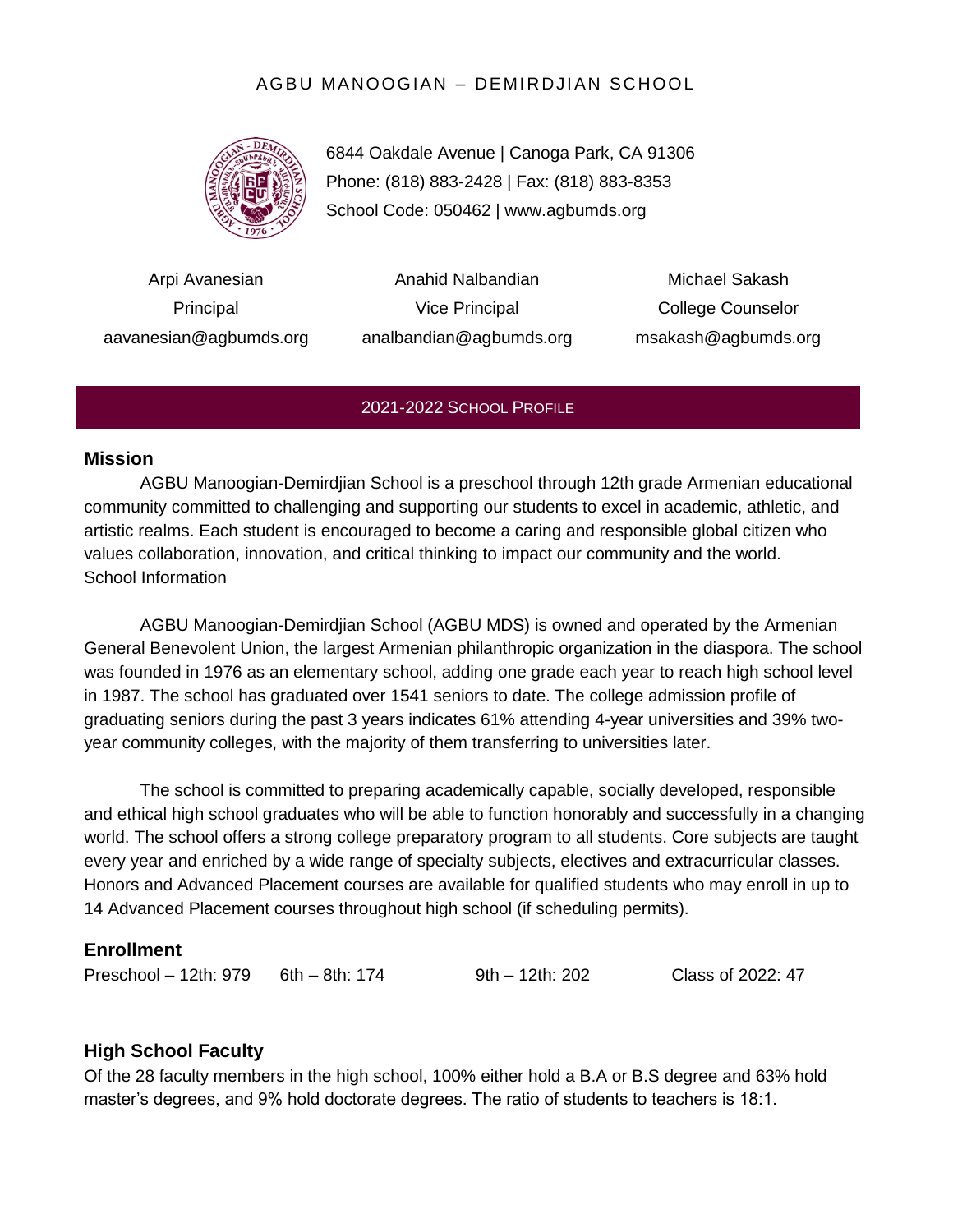# AGBU MANOOGIAN – DEMIRDJIAN SCHOOL

6844 Oakdale Avenue | Canoga Park, CA 91306
Phone: (818) 883-2428 | Fax: (818) 883-8353
School Code: 050462 | www.agbumds.org

| Arpi Avanesian | Anahid Nalbandian | Michael Sakash |
|---|---|---|
| Principal | Vice Principal | College Counselor |
| aavanesian@agbumds.org | analbandian@agbumds.org | msakash@agbumds.org |

## 2021-2022 School Profile

### Mission

AGBU Manoogian-Demirdjian School is a preschool through 12th grade Armenian educational community committed to challenging and supporting our students to excel in academic, athletic, and artistic realms. Each student is encouraged to become a caring and responsible global citizen who values collaboration, innovation, and critical thinking to impact our community and the world.

School Information

AGBU Manoogian-Demirdjian School (AGBU MDS) is owned and operated by the Armenian General Benevolent Union, the largest Armenian philanthropic organization in the diaspora. The school was founded in 1976 as an elementary school, adding one grade each year to reach high school level in 1987. The school has graduated over 1541 seniors to date. The college admission profile of graduating seniors during the past 3 years indicates 61% attending 4-year universities and 39% two-year community colleges, with the majority of them transferring to universities later.

The school is committed to preparing academically capable, socially developed, responsible and ethical high school graduates who will be able to function honorably and successfully in a changing world. The school offers a strong college preparatory program to all students. Core subjects are taught every year and enriched by a wide range of specialty subjects, electives and extracurricular classes. Honors and Advanced Placement courses are available for qualified students who may enroll in up to 14 Advanced Placement courses throughout high school (if scheduling permits).

### Enrollment

Preschool – 12th: 979 6th – 8th: 174 9th – 12th: 202 Class of 2022: 47

### High School Faculty

Of the 28 faculty members in the high school, 100% either hold a B.A or B.S degree and 63% hold master's degrees, and 9% hold doctorate degrees. The ratio of students to teachers is 18:1.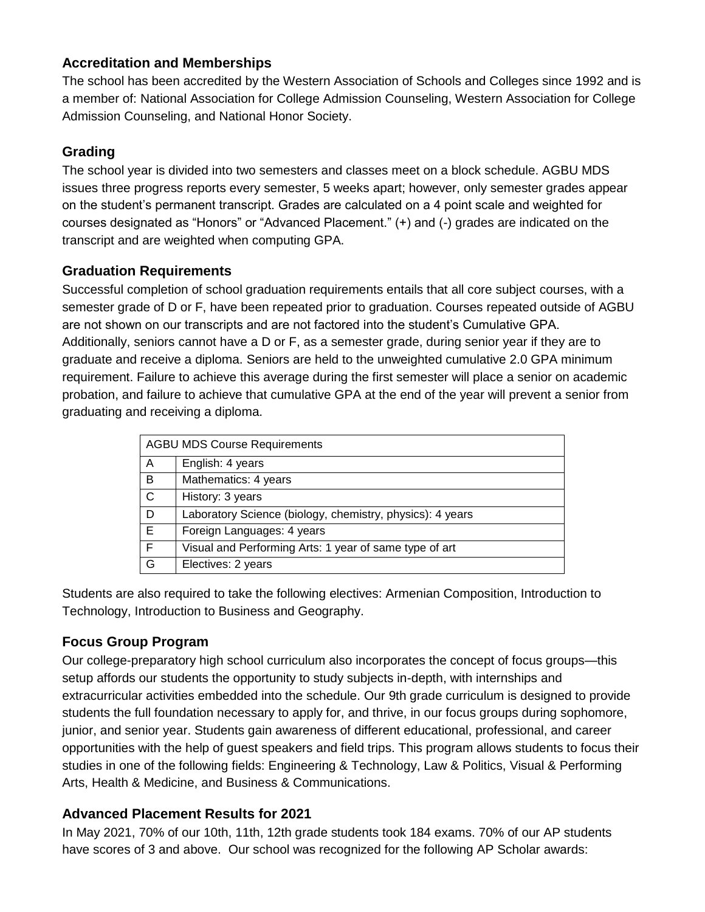## Accreditation and Memberships

The school has been accredited by the Western Association of Schools and Colleges since 1992 and is a member of: National Association for College Admission Counseling, Western Association for College Admission Counseling, and National Honor Society.

## Grading

The school year is divided into two semesters and classes meet on a block schedule. AGBU MDS issues three progress reports every semester, 5 weeks apart; however, only semester grades appear on the student's permanent transcript. Grades are calculated on a 4 point scale and weighted for courses designated as "Honors" or "Advanced Placement." (+) and (-) grades are indicated on the transcript and are weighted when computing GPA.

## Graduation Requirements

Successful completion of school graduation requirements entails that all core subject courses, with a semester grade of D or F, have been repeated prior to graduation. Courses repeated outside of AGBU are not shown on our transcripts and are not factored into the student's Cumulative GPA. Additionally, seniors cannot have a D or F, as a semester grade, during senior year if they are to graduate and receive a diploma. Seniors are held to the unweighted cumulative 2.0 GPA minimum requirement. Failure to achieve this average during the first semester will place a senior on academic probation, and failure to achieve that cumulative GPA at the end of the year will prevent a senior from graduating and receiving a diploma.

| AGBU MDS Course Requirements | |
|---|---|
| A | English: 4 years |
| B | Mathematics: 4 years |
| C | History: 3 years |
| D | Laboratory Science (biology, chemistry, physics): 4 years |
| E | Foreign Languages: 4 years |
| F | Visual and Performing Arts: 1 year of same type of art |
| G | Electives: 2 years |

Students are also required to take the following electives: Armenian Composition, Introduction to Technology, Introduction to Business and Geography.

## Focus Group Program

Our college-preparatory high school curriculum also incorporates the concept of focus groups—this setup affords our students the opportunity to study subjects in-depth, with internships and extracurricular activities embedded into the schedule. Our 9th grade curriculum is designed to provide students the full foundation necessary to apply for, and thrive, in our focus groups during sophomore, junior, and senior year. Students gain awareness of different educational, professional, and career opportunities with the help of guest speakers and field trips. This program allows students to focus their studies in one of the following fields: Engineering & Technology, Law & Politics, Visual & Performing Arts, Health & Medicine, and Business & Communications.

## Advanced Placement Results for 2021

In May 2021, 70% of our 10th, 11th, 12th grade students took 184 exams. 70% of our AP students have scores of 3 and above. Our school was recognized for the following AP Scholar awards: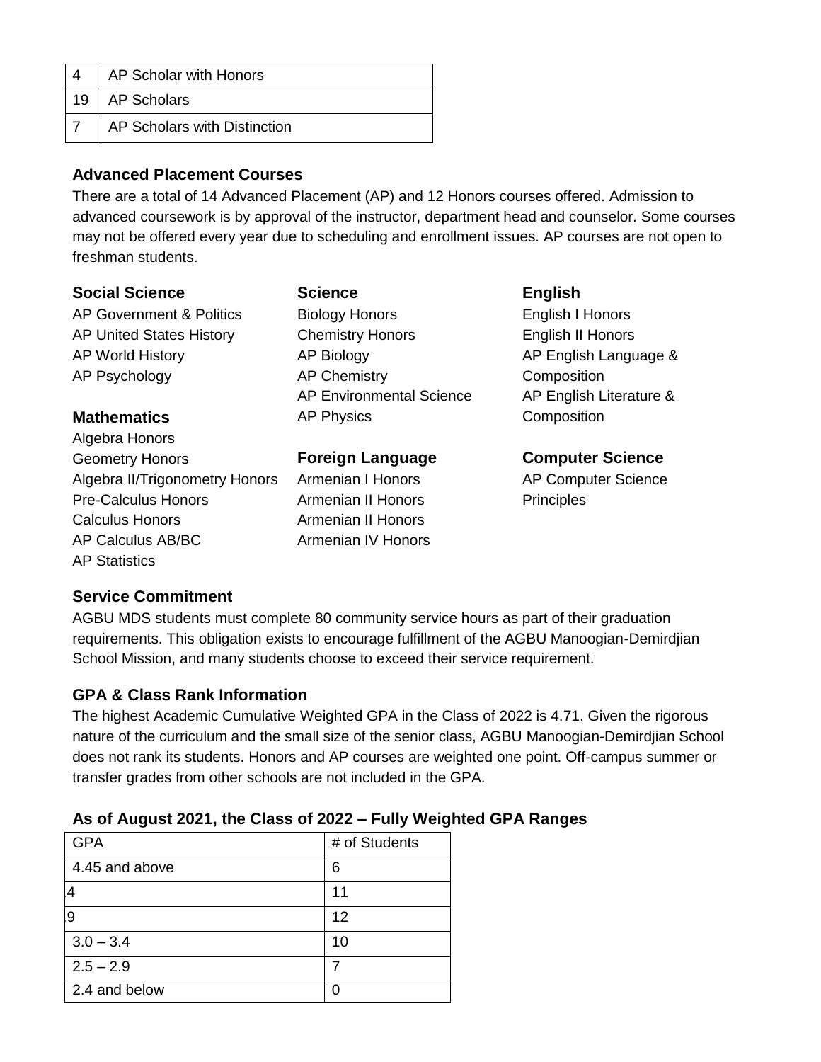| 4 | AP Scholar with Honors |
|---|---|
| 19 | AP Scholars |
| 7 | AP Scholars with Distinction |

## Advanced Placement Courses

There are a total of 14 Advanced Placement (AP) and 12 Honors courses offered. Admission to advanced coursework is by approval of the instructor, department head and counselor. Some courses may not be offered every year due to scheduling and enrollment issues. AP courses are not open to freshman students.

### Social Science

AP Government & Politics
AP United States History
AP World History
AP Psychology

### Mathematics

Algebra Honors
Geometry Honors
Algebra II/Trigonometry Honors
Pre-Calculus Honors
Calculus Honors
AP Calculus AB/BC
AP Statistics

### Science

Biology Honors
Chemistry Honors
AP Biology
AP Chemistry
AP Environmental Science
AP Physics

### Foreign Language

Armenian I Honors
Armenian II Honors
Armenian II Honors
Armenian IV Honors

### English

English I Honors
English II Honors
AP English Language & Composition
AP English Literature & Composition

### Computer Science

AP Computer Science Principles

## Service Commitment

AGBU MDS students must complete 80 community service hours as part of their graduation requirements. This obligation exists to encourage fulfillment of the AGBU Manoogian-Demirdjian School Mission, and many students choose to exceed their service requirement.

## GPA & Class Rank Information

The highest Academic Cumulative Weighted GPA in the Class of 2022 is 4.71. Given the rigorous nature of the curriculum and the small size of the senior class, AGBU Manoogian-Demirdjian School does not rank its students. Honors and AP courses are weighted one point. Off-campus summer or transfer grades from other schools are not included in the GPA.

## As of August 2021, the Class of 2022 – Fully Weighted GPA Ranges

| GPA | # of Students |
|---|---|
| 4.45 and above | 6 |
| 4 | 11 |
| 9 | 12 |
| 3.0 – 3.4 | 10 |
| 2.5 – 2.9 | 7 |
| 2.4 and below | 0 |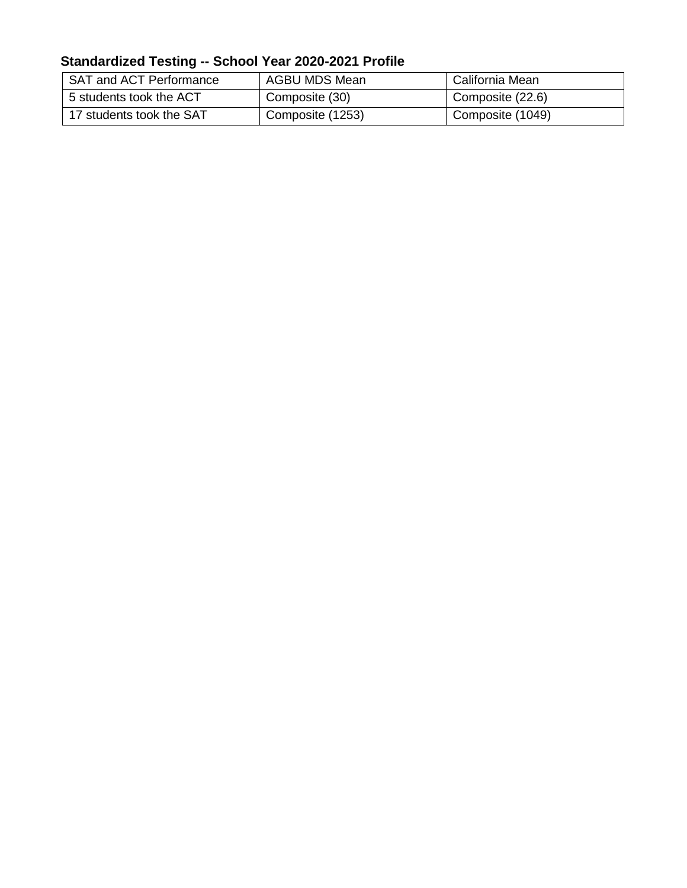### Standardized Testing -- School Year 2020-2021 Profile

| SAT and ACT Performance | AGBU MDS Mean | California Mean |
|---|---|---|
| 5 students took the ACT | Composite (30) | Composite (22.6) |
| 17 students took the SAT | Composite (1253) | Composite (1049) |